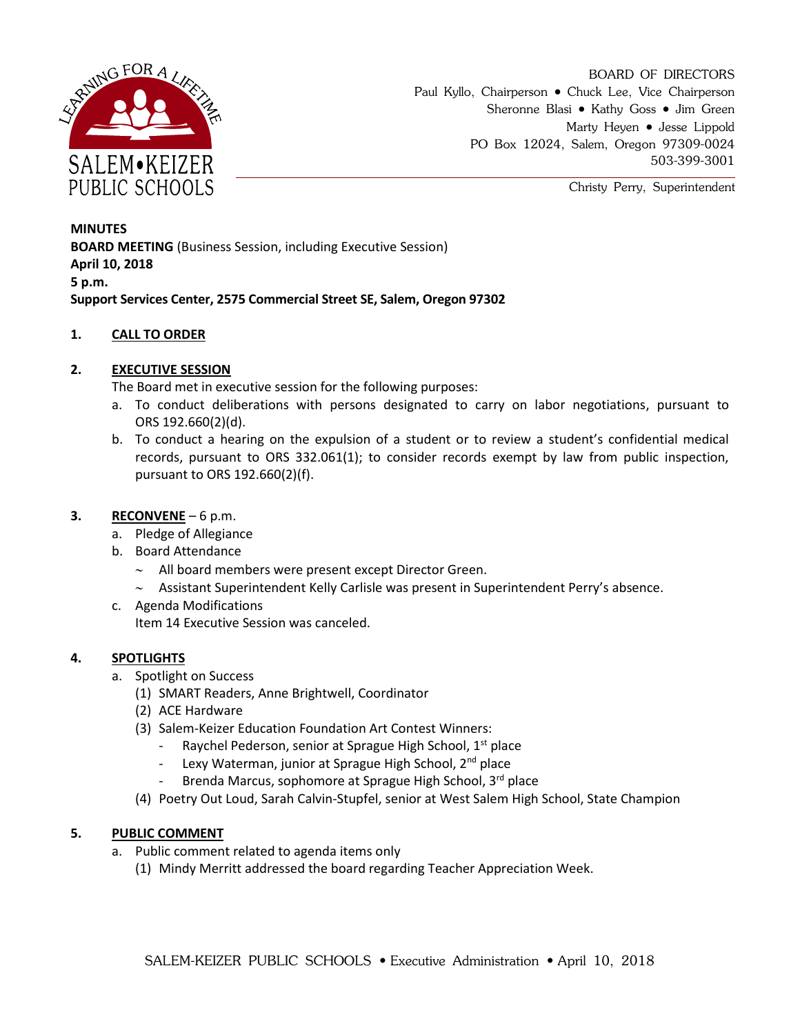SALEM•KEIZER PUBLIC SCHOOLS

LEARNING FOR A LIFETIME

BOARD OF DIRECTORS
Paul Kyllo, Chairperson • Chuck Lee, Vice Chairperson
Sheronne Blasi • Kathy Goss • Jim Green
Marty Heyen • Jesse Lippold
PO Box 12024, Salem, Oregon 97309-0024
503-399-3001

Christy Perry, Superintendent

**MINUTES**
**BOARD MEETING** (Business Session, including Executive Session)
**April 10, 2018**
**5 p.m.**
**Support Services Center, 2575 Commercial Street SE, Salem, Oregon 97302**

**1. CALL TO ORDER**

**2. EXECUTIVE SESSION**

The Board met in executive session for the following purposes:

a. To conduct deliberations with persons designated to carry on labor negotiations, pursuant to ORS 192.660(2)(d).
b. To conduct a hearing on the expulsion of a student or to review a student's confidential medical records, pursuant to ORS 332.061(1); to consider records exempt by law from public inspection, pursuant to ORS 192.660(2)(f).

**3. RECONVENE** – 6 p.m.

a. Pledge of Allegiance
b. Board Attendance
   - All board members were present except Director Green.
   - Assistant Superintendent Kelly Carlisle was present in Superintendent Perry's absence.
c. Agenda Modifications
   Item 14 Executive Session was canceled.

**4. SPOTLIGHTS**

a. Spotlight on Success
   (1) SMART Readers, Anne Brightwell, Coordinator
   (2) ACE Hardware
   (3) Salem-Keizer Education Foundation Art Contest Winners:
      - Raychel Pederson, senior at Sprague High School, 1st place
      - Lexy Waterman, junior at Sprague High School, 2nd place
      - Brenda Marcus, sophomore at Sprague High School, 3rd place
   (4) Poetry Out Loud, Sarah Calvin-Stupfel, senior at West Salem High School, State Champion

**5. PUBLIC COMMENT**

a. Public comment related to agenda items only
   (1) Mindy Merritt addressed the board regarding Teacher Appreciation Week.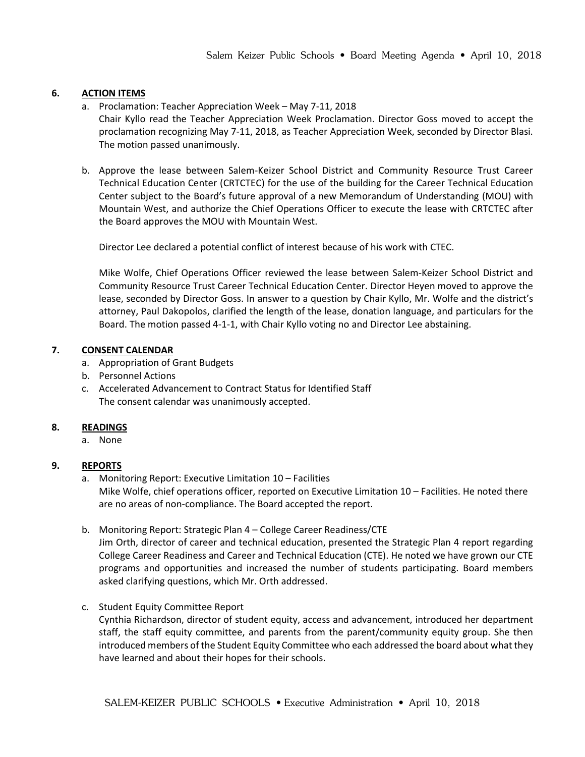## 6. ACTION ITEMS

a. Proclamation: Teacher Appreciation Week – May 7-11, 2018

Chair Kyllo read the Teacher Appreciation Week Proclamation. Director Goss moved to accept the proclamation recognizing May 7-11, 2018, as Teacher Appreciation Week, seconded by Director Blasi. The motion passed unanimously.

b. Approve the lease between Salem-Keizer School District and Community Resource Trust Career Technical Education Center (CRTCTEC) for the use of the building for the Career Technical Education Center subject to the Board's future approval of a new Memorandum of Understanding (MOU) with Mountain West, and authorize the Chief Operations Officer to execute the lease with CRTCTEC after the Board approves the MOU with Mountain West.

Director Lee declared a potential conflict of interest because of his work with CTEC.

Mike Wolfe, Chief Operations Officer reviewed the lease between Salem-Keizer School District and Community Resource Trust Career Technical Education Center. Director Heyen moved to approve the lease, seconded by Director Goss. In answer to a question by Chair Kyllo, Mr. Wolfe and the district's attorney, Paul Dakopolos, clarified the length of the lease, donation language, and particulars for the Board. The motion passed 4-1-1, with Chair Kyllo voting no and Director Lee abstaining.

## 7. CONSENT CALENDAR

a. Appropriation of Grant Budgets
b. Personnel Actions
c. Accelerated Advancement to Contract Status for Identified Staff

The consent calendar was unanimously accepted.

## 8. READINGS

a. None

## 9. REPORTS

a. Monitoring Report: Executive Limitation 10 – Facilities

Mike Wolfe, chief operations officer, reported on Executive Limitation 10 – Facilities. He noted there are no areas of non-compliance. The Board accepted the report.

b. Monitoring Report: Strategic Plan 4 – College Career Readiness/CTE

Jim Orth, director of career and technical education, presented the Strategic Plan 4 report regarding College Career Readiness and Career and Technical Education (CTE). He noted we have grown our CTE programs and opportunities and increased the number of students participating. Board members asked clarifying questions, which Mr. Orth addressed.

c. Student Equity Committee Report

Cynthia Richardson, director of student equity, access and advancement, introduced her department staff, the staff equity committee, and parents from the parent/community equity group. She then introduced members of the Student Equity Committee who each addressed the board about what they have learned and about their hopes for their schools.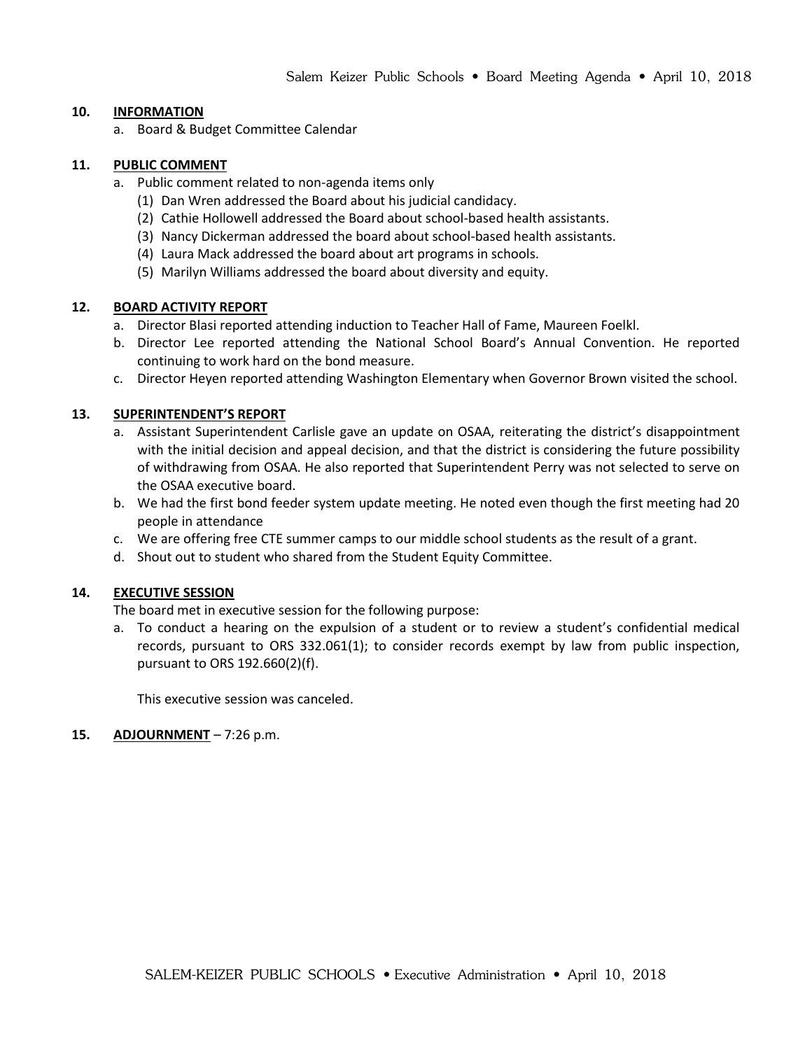**10. INFORMATION**

a. Board & Budget Committee Calendar

**11. PUBLIC COMMENT**

a. Public comment related to non-agenda items only
   (1) Dan Wren addressed the Board about his judicial candidacy.
   (2) Cathie Hollowell addressed the Board about school-based health assistants.
   (3) Nancy Dickerman addressed the board about school-based health assistants.
   (4) Laura Mack addressed the board about art programs in schools.
   (5) Marilyn Williams addressed the board about diversity and equity.

**12. BOARD ACTIVITY REPORT**

a. Director Blasi reported attending induction to Teacher Hall of Fame, Maureen Foelkl.
b. Director Lee reported attending the National School Board's Annual Convention. He reported continuing to work hard on the bond measure.
c. Director Heyen reported attending Washington Elementary when Governor Brown visited the school.

**13. SUPERINTENDENT'S REPORT**

a. Assistant Superintendent Carlisle gave an update on OSAA, reiterating the district's disappointment with the initial decision and appeal decision, and that the district is considering the future possibility of withdrawing from OSAA. He also reported that Superintendent Perry was not selected to serve on the OSAA executive board.
b. We had the first bond feeder system update meeting. He noted even though the first meeting had 20 people in attendance
c. We are offering free CTE summer camps to our middle school students as the result of a grant.
d. Shout out to student who shared from the Student Equity Committee.

**14. EXECUTIVE SESSION**

The board met in executive session for the following purpose:

a. To conduct a hearing on the expulsion of a student or to review a student's confidential medical records, pursuant to ORS 332.061(1); to consider records exempt by law from public inspection, pursuant to ORS 192.660(2)(f).

   This executive session was canceled.

**15. ADJOURNMENT** – 7:26 p.m.